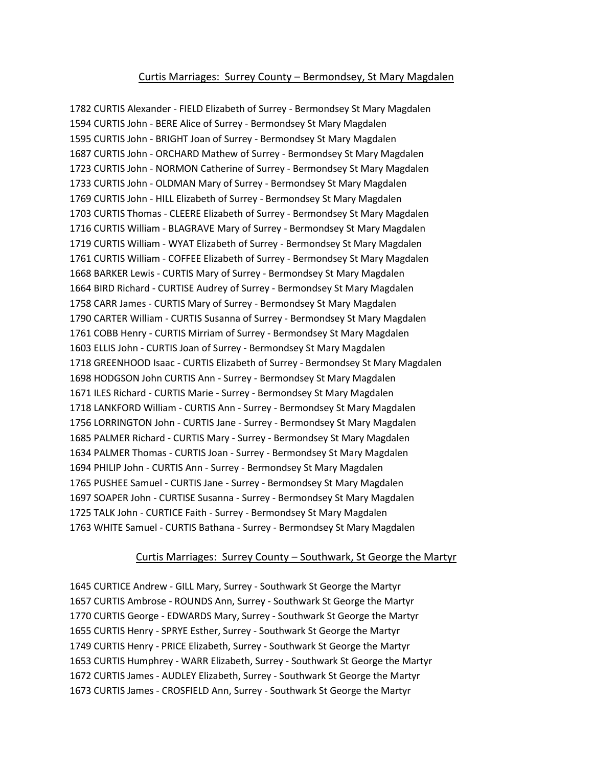## Curtis Marriages: Surrey County – Bermondsey, St Mary Magdalen

1782 CURTIS Alexander - FIELD Elizabeth of Surrey - Bermondsey St Mary Magdalen
1594 CURTIS John - BERE Alice of Surrey - Bermondsey St Mary Magdalen
1595 CURTIS John - BRIGHT Joan of Surrey - Bermondsey St Mary Magdalen
1687 CURTIS John - ORCHARD Mathew of Surrey - Bermondsey St Mary Magdalen
1723 CURTIS John - NORMON Catherine of Surrey - Bermondsey St Mary Magdalen
1733 CURTIS John - OLDMAN Mary of Surrey - Bermondsey St Mary Magdalen
1769 CURTIS John - HILL Elizabeth of Surrey - Bermondsey St Mary Magdalen
1703 CURTIS Thomas - CLEERE Elizabeth of Surrey - Bermondsey St Mary Magdalen
1716 CURTIS William - BLAGRAVE Mary of Surrey - Bermondsey St Mary Magdalen
1719 CURTIS William - WYAT Elizabeth of Surrey - Bermondsey St Mary Magdalen
1761 CURTIS William - COFFEE Elizabeth of Surrey - Bermondsey St Mary Magdalen
1668 BARKER Lewis - CURTIS Mary of Surrey - Bermondsey St Mary Magdalen
1664 BIRD Richard - CURTISE Audrey of Surrey - Bermondsey St Mary Magdalen
1758 CARR James - CURTIS Mary of Surrey - Bermondsey St Mary Magdalen
1790 CARTER William - CURTIS Susanna of Surrey - Bermondsey St Mary Magdalen
1761 COBB Henry - CURTIS Mirriam of Surrey - Bermondsey St Mary Magdalen
1603 ELLIS John - CURTIS Joan of Surrey - Bermondsey St Mary Magdalen
1718 GREENHOOD Isaac - CURTIS Elizabeth of Surrey - Bermondsey St Mary Magdalen
1698 HODGSON John CURTIS Ann - Surrey - Bermondsey St Mary Magdalen
1671 ILES Richard - CURTIS Marie - Surrey - Bermondsey St Mary Magdalen
1718 LANKFORD William - CURTIS Ann - Surrey - Bermondsey St Mary Magdalen
1756 LORRINGTON John - CURTIS Jane - Surrey - Bermondsey St Mary Magdalen
1685 PALMER Richard - CURTIS Mary - Surrey - Bermondsey St Mary Magdalen
1634 PALMER Thomas - CURTIS Joan - Surrey - Bermondsey St Mary Magdalen
1694 PHILIP John - CURTIS Ann - Surrey - Bermondsey St Mary Magdalen
1765 PUSHEE Samuel - CURTIS Jane - Surrey - Bermondsey St Mary Magdalen
1697 SOAPER John - CURTISE Susanna - Surrey - Bermondsey St Mary Magdalen
1725 TALK John - CURTICE Faith - Surrey - Bermondsey St Mary Magdalen
1763 WHITE Samuel - CURTIS Bathana - Surrey - Bermondsey St Mary Magdalen

## Curtis Marriages: Surrey County – Southwark, St George the Martyr

1645 CURTICE Andrew - GILL Mary, Surrey - Southwark St George the Martyr
1657 CURTIS Ambrose - ROUNDS Ann, Surrey - Southwark St George the Martyr
1770 CURTIS George - EDWARDS Mary, Surrey - Southwark St George the Martyr
1655 CURTIS Henry - SPRYE Esther, Surrey - Southwark St George the Martyr
1749 CURTIS Henry - PRICE Elizabeth, Surrey - Southwark St George the Martyr
1653 CURTIS Humphrey - WARR Elizabeth, Surrey - Southwark St George the Martyr
1672 CURTIS James - AUDLEY Elizabeth, Surrey - Southwark St George the Martyr
1673 CURTIS James - CROSFIELD Ann, Surrey - Southwark St George the Martyr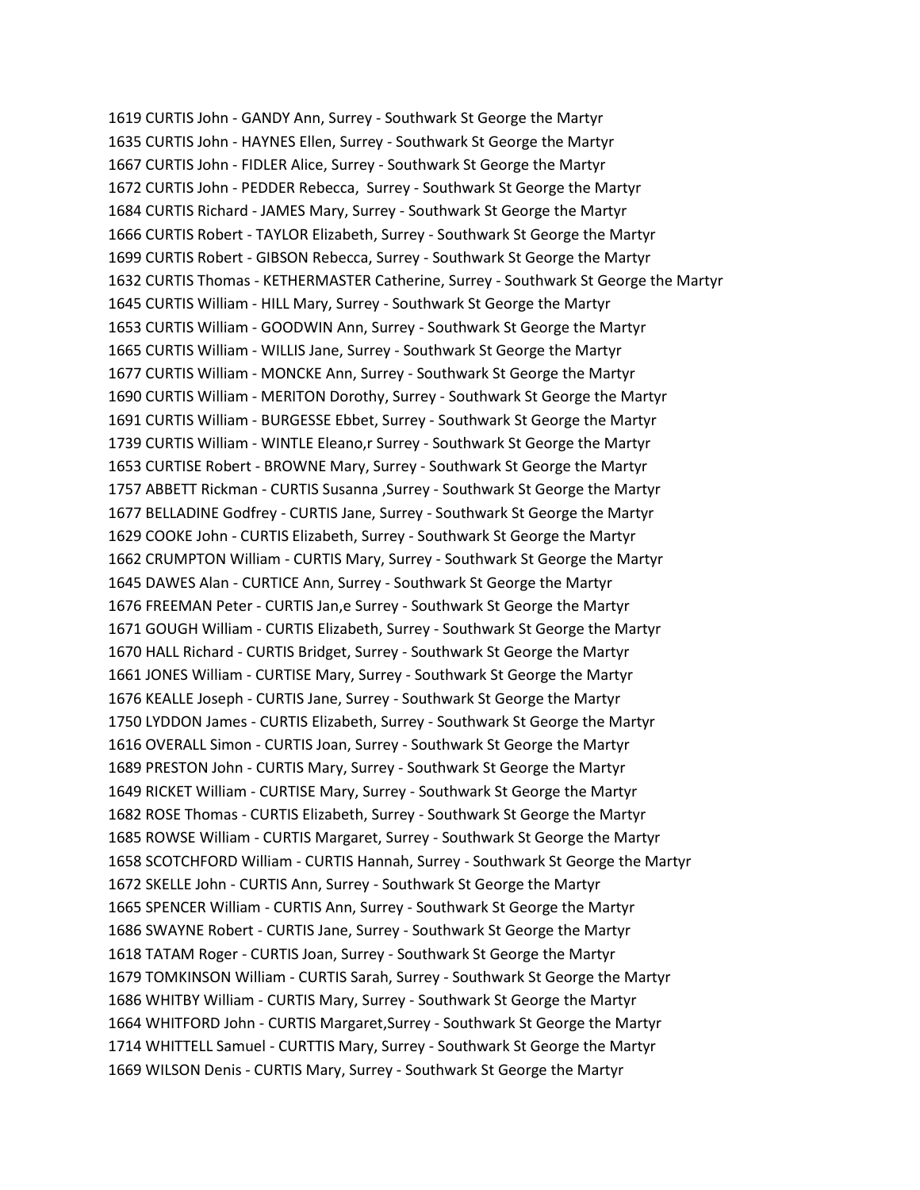1619 CURTIS John - GANDY Ann, Surrey - Southwark St George the Martyr
1635 CURTIS John - HAYNES Ellen, Surrey - Southwark St George the Martyr
1667 CURTIS John - FIDLER Alice, Surrey - Southwark St George the Martyr
1672 CURTIS John - PEDDER Rebecca, Surrey - Southwark St George the Martyr
1684 CURTIS Richard - JAMES Mary, Surrey - Southwark St George the Martyr
1666 CURTIS Robert - TAYLOR Elizabeth, Surrey - Southwark St George the Martyr
1699 CURTIS Robert - GIBSON Rebecca, Surrey - Southwark St George the Martyr
1632 CURTIS Thomas - KETHERMASTER Catherine, Surrey - Southwark St George the Martyr
1645 CURTIS William - HILL Mary, Surrey - Southwark St George the Martyr
1653 CURTIS William - GOODWIN Ann, Surrey - Southwark St George the Martyr
1665 CURTIS William - WILLIS Jane, Surrey - Southwark St George the Martyr
1677 CURTIS William - MONCKE Ann, Surrey - Southwark St George the Martyr
1690 CURTIS William - MERITON Dorothy, Surrey - Southwark St George the Martyr
1691 CURTIS William - BURGESSE Ebbet, Surrey - Southwark St George the Martyr
1739 CURTIS William - WINTLE Eleano,r Surrey - Southwark St George the Martyr
1653 CURTISE Robert - BROWNE Mary, Surrey - Southwark St George the Martyr
1757 ABBETT Rickman - CURTIS Susanna ,Surrey - Southwark St George the Martyr
1677 BELLADINE Godfrey - CURTIS Jane, Surrey - Southwark St George the Martyr
1629 COOKE John - CURTIS Elizabeth, Surrey - Southwark St George the Martyr
1662 CRUMPTON William - CURTIS Mary, Surrey - Southwark St George the Martyr
1645 DAWES Alan - CURTICE Ann, Surrey - Southwark St George the Martyr
1676 FREEMAN Peter - CURTIS Jan,e Surrey - Southwark St George the Martyr
1671 GOUGH William - CURTIS Elizabeth, Surrey - Southwark St George the Martyr
1670 HALL Richard - CURTIS Bridget, Surrey - Southwark St George the Martyr
1661 JONES William - CURTISE Mary, Surrey - Southwark St George the Martyr
1676 KEALLE Joseph - CURTIS Jane, Surrey - Southwark St George the Martyr
1750 LYDDON James - CURTIS Elizabeth, Surrey - Southwark St George the Martyr
1616 OVERALL Simon - CURTIS Joan, Surrey - Southwark St George the Martyr
1689 PRESTON John - CURTIS Mary, Surrey - Southwark St George the Martyr
1649 RICKET William - CURTISE Mary, Surrey - Southwark St George the Martyr
1682 ROSE Thomas - CURTIS Elizabeth, Surrey - Southwark St George the Martyr
1685 ROWSE William - CURTIS Margaret, Surrey - Southwark St George the Martyr
1658 SCOTCHFORD William - CURTIS Hannah, Surrey - Southwark St George the Martyr
1672 SKELLE John - CURTIS Ann, Surrey - Southwark St George the Martyr
1665 SPENCER William - CURTIS Ann, Surrey - Southwark St George the Martyr
1686 SWAYNE Robert - CURTIS Jane, Surrey - Southwark St George the Martyr
1618 TATAM Roger - CURTIS Joan, Surrey - Southwark St George the Martyr
1679 TOMKINSON William - CURTIS Sarah, Surrey - Southwark St George the Martyr
1686 WHITBY William - CURTIS Mary, Surrey - Southwark St George the Martyr
1664 WHITFORD John - CURTIS Margaret,Surrey - Southwark St George the Martyr
1714 WHITTELL Samuel - CURTTIS Mary, Surrey - Southwark St George the Martyr
1669 WILSON Denis - CURTIS Mary, Surrey - Southwark St George the Martyr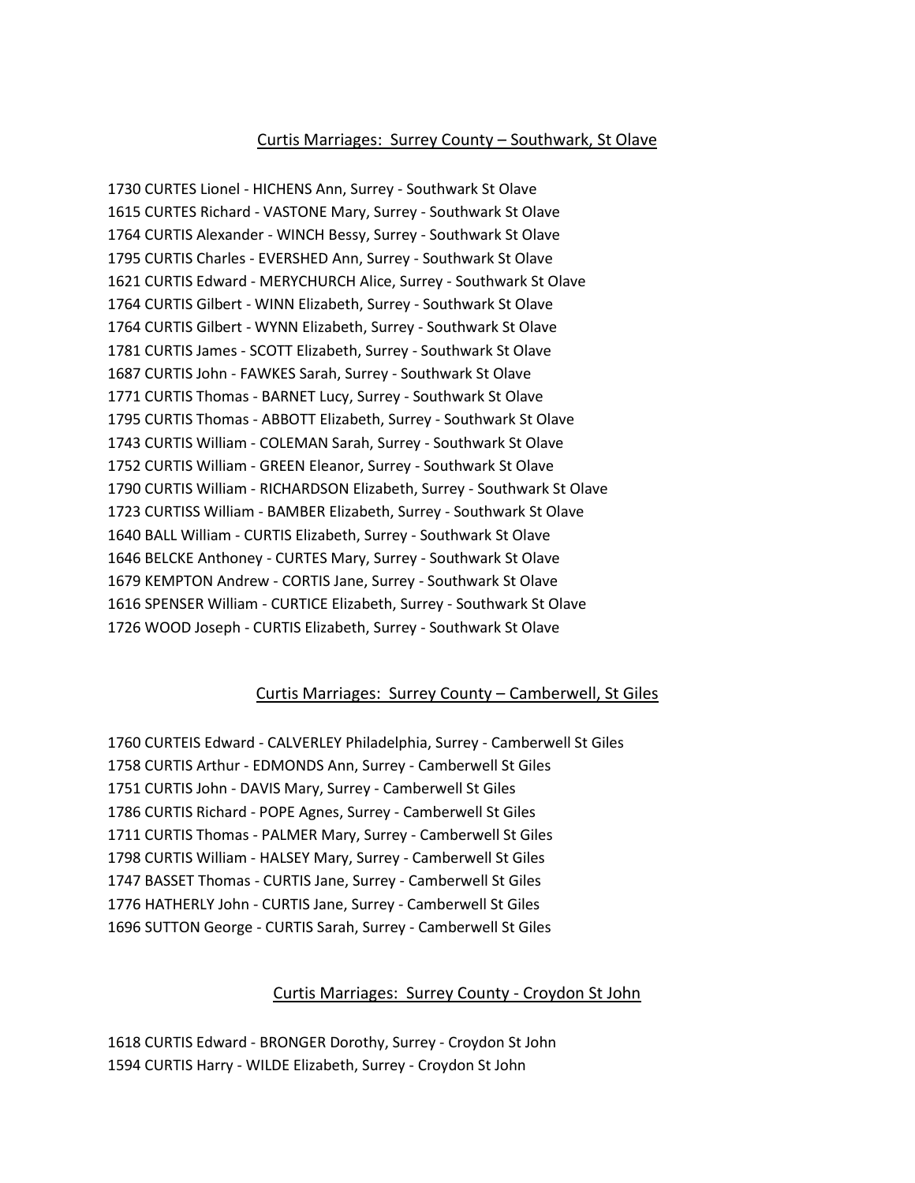## Curtis Marriages: Surrey County – Southwark, St Olave

1730 CURTES Lionel - HICHENS Ann, Surrey - Southwark St Olave
1615 CURTES Richard - VASTONE Mary, Surrey - Southwark St Olave
1764 CURTIS Alexander - WINCH Bessy, Surrey - Southwark St Olave
1795 CURTIS Charles - EVERSHED Ann, Surrey - Southwark St Olave
1621 CURTIS Edward - MERYCHURCH Alice, Surrey - Southwark St Olave
1764 CURTIS Gilbert - WINN Elizabeth, Surrey - Southwark St Olave
1764 CURTIS Gilbert - WYNN Elizabeth, Surrey - Southwark St Olave
1781 CURTIS James - SCOTT Elizabeth, Surrey - Southwark St Olave
1687 CURTIS John - FAWKES Sarah, Surrey - Southwark St Olave
1771 CURTIS Thomas - BARNET Lucy, Surrey - Southwark St Olave
1795 CURTIS Thomas - ABBOTT Elizabeth, Surrey - Southwark St Olave
1743 CURTIS William - COLEMAN Sarah, Surrey - Southwark St Olave
1752 CURTIS William - GREEN Eleanor, Surrey - Southwark St Olave
1790 CURTIS William - RICHARDSON Elizabeth, Surrey - Southwark St Olave
1723 CURTISS William - BAMBER Elizabeth, Surrey - Southwark St Olave
1640 BALL William - CURTIS Elizabeth, Surrey - Southwark St Olave
1646 BELCKE Anthoney - CURTES Mary, Surrey - Southwark St Olave
1679 KEMPTON Andrew - CORTIS Jane, Surrey - Southwark St Olave
1616 SPENSER William - CURTICE Elizabeth, Surrey - Southwark St Olave
1726 WOOD Joseph - CURTIS Elizabeth, Surrey - Southwark St Olave

## Curtis Marriages: Surrey County – Camberwell, St Giles

1760 CURTEIS Edward - CALVERLEY Philadelphia, Surrey - Camberwell St Giles
1758 CURTIS Arthur - EDMONDS Ann, Surrey - Camberwell St Giles
1751 CURTIS John - DAVIS Mary, Surrey - Camberwell St Giles
1786 CURTIS Richard - POPE Agnes, Surrey - Camberwell St Giles
1711 CURTIS Thomas - PALMER Mary, Surrey - Camberwell St Giles
1798 CURTIS William - HALSEY Mary, Surrey - Camberwell St Giles
1747 BASSET Thomas - CURTIS Jane, Surrey - Camberwell St Giles
1776 HATHERLY John - CURTIS Jane, Surrey - Camberwell St Giles
1696 SUTTON George - CURTIS Sarah, Surrey - Camberwell St Giles

## Curtis Marriages: Surrey County - Croydon St John

1618 CURTIS Edward - BRONGER Dorothy, Surrey - Croydon St John
1594 CURTIS Harry - WILDE Elizabeth, Surrey - Croydon St John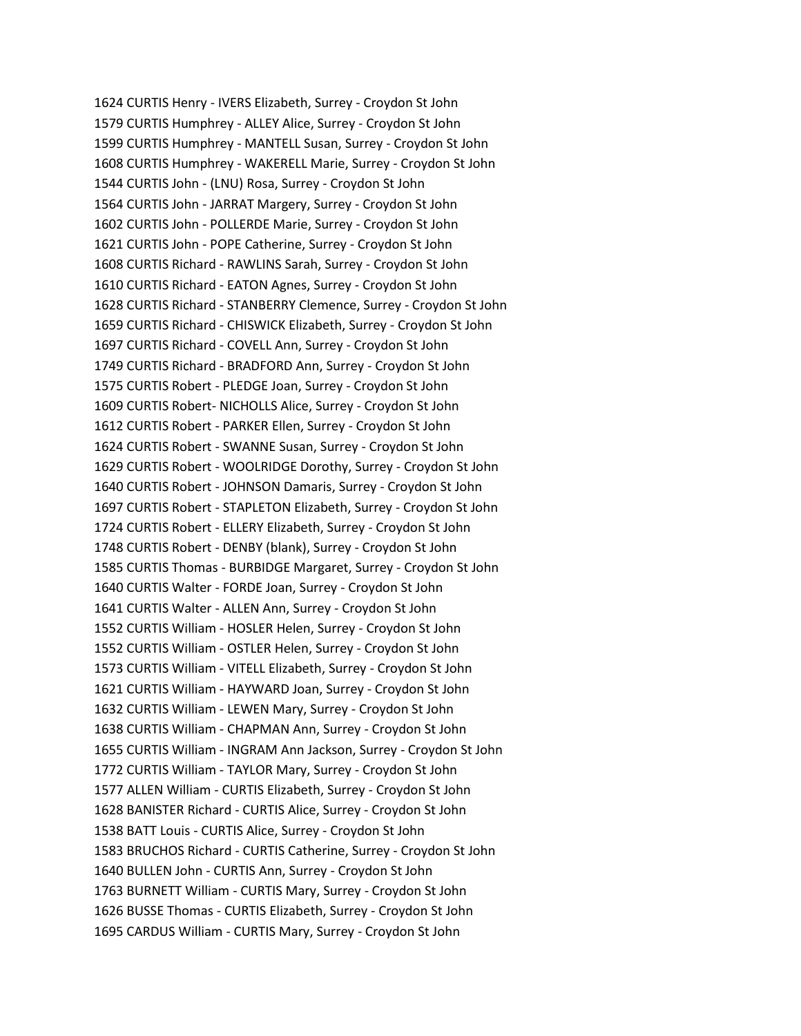1624 CURTIS Henry - IVERS Elizabeth, Surrey - Croydon St John
1579 CURTIS Humphrey - ALLEY Alice, Surrey - Croydon St John
1599 CURTIS Humphrey - MANTELL Susan, Surrey - Croydon St John
1608 CURTIS Humphrey - WAKERELL Marie, Surrey - Croydon St John
1544 CURTIS John - (LNU) Rosa, Surrey - Croydon St John
1564 CURTIS John - JARRAT Margery, Surrey - Croydon St John
1602 CURTIS John - POLLERDE Marie, Surrey - Croydon St John
1621 CURTIS John - POPE Catherine, Surrey - Croydon St John
1608 CURTIS Richard - RAWLINS Sarah, Surrey - Croydon St John
1610 CURTIS Richard - EATON Agnes, Surrey - Croydon St John
1628 CURTIS Richard - STANBERRY Clemence, Surrey - Croydon St John
1659 CURTIS Richard - CHISWICK Elizabeth, Surrey - Croydon St John
1697 CURTIS Richard - COVELL Ann, Surrey - Croydon St John
1749 CURTIS Richard - BRADFORD Ann, Surrey - Croydon St John
1575 CURTIS Robert - PLEDGE Joan, Surrey - Croydon St John
1609 CURTIS Robert- NICHOLLS Alice, Surrey - Croydon St John
1612 CURTIS Robert - PARKER Ellen, Surrey - Croydon St John
1624 CURTIS Robert - SWANNE Susan, Surrey - Croydon St John
1629 CURTIS Robert - WOOLRIDGE Dorothy, Surrey - Croydon St John
1640 CURTIS Robert - JOHNSON Damaris, Surrey - Croydon St John
1697 CURTIS Robert - STAPLETON Elizabeth, Surrey - Croydon St John
1724 CURTIS Robert - ELLERY Elizabeth, Surrey - Croydon St John
1748 CURTIS Robert - DENBY (blank), Surrey - Croydon St John
1585 CURTIS Thomas - BURBIDGE Margaret, Surrey - Croydon St John
1640 CURTIS Walter - FORDE Joan, Surrey - Croydon St John
1641 CURTIS Walter - ALLEN Ann, Surrey - Croydon St John
1552 CURTIS William - HOSLER Helen, Surrey - Croydon St John
1552 CURTIS William - OSTLER Helen, Surrey - Croydon St John
1573 CURTIS William - VITELL Elizabeth, Surrey - Croydon St John
1621 CURTIS William - HAYWARD Joan, Surrey - Croydon St John
1632 CURTIS William - LEWEN Mary, Surrey - Croydon St John
1638 CURTIS William - CHAPMAN Ann, Surrey - Croydon St John
1655 CURTIS William - INGRAM Ann Jackson, Surrey - Croydon St John
1772 CURTIS William - TAYLOR Mary, Surrey - Croydon St John
1577 ALLEN William - CURTIS Elizabeth, Surrey - Croydon St John
1628 BANISTER Richard - CURTIS Alice, Surrey - Croydon St John
1538 BATT Louis - CURTIS Alice, Surrey - Croydon St John
1583 BRUCHOS Richard - CURTIS Catherine, Surrey - Croydon St John
1640 BULLEN John - CURTIS Ann, Surrey - Croydon St John
1763 BURNETT William - CURTIS Mary, Surrey - Croydon St John
1626 BUSSE Thomas - CURTIS Elizabeth, Surrey - Croydon St John
1695 CARDUS William - CURTIS Mary, Surrey - Croydon St John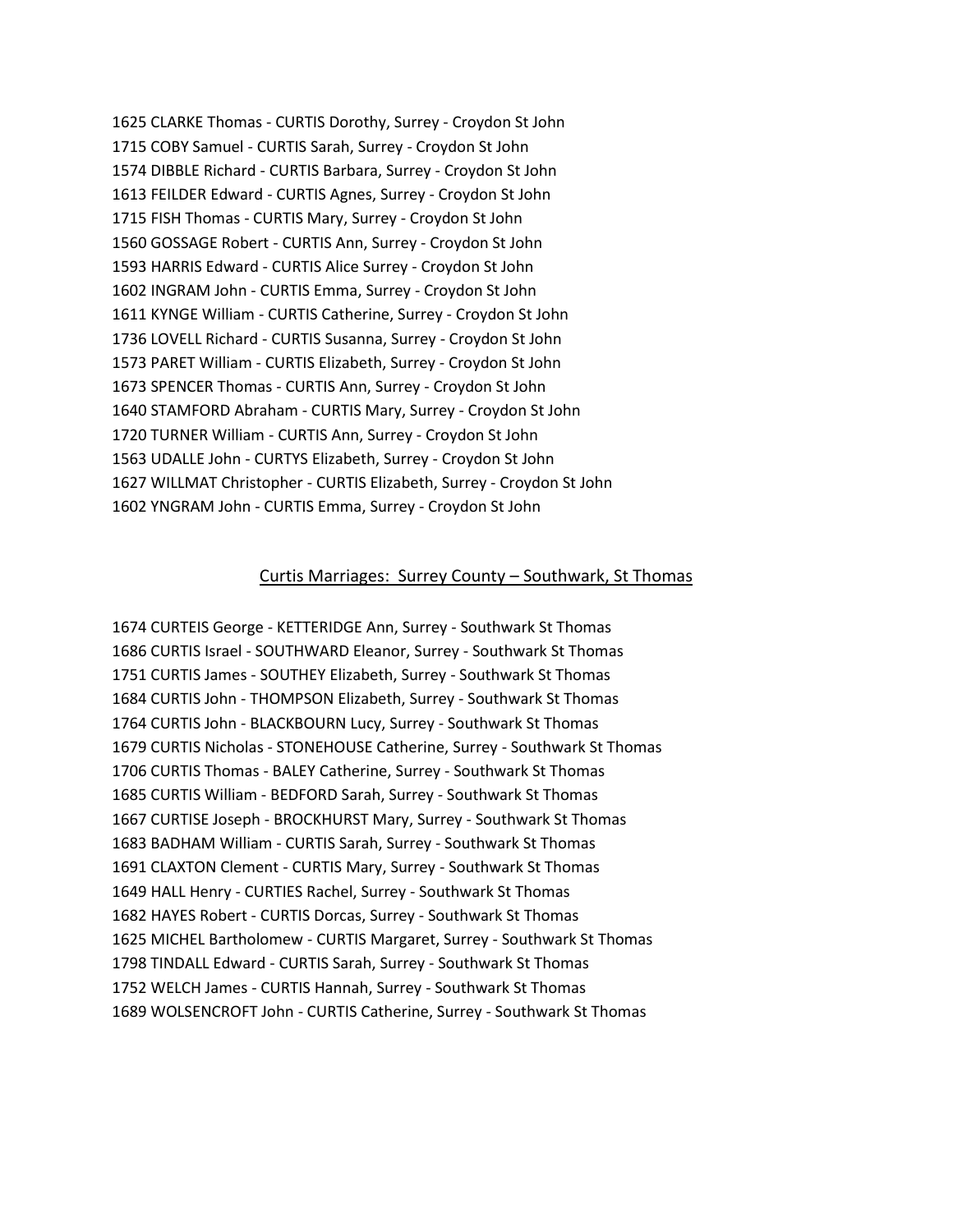1625 CLARKE Thomas - CURTIS Dorothy, Surrey - Croydon St John
1715 COBY Samuel - CURTIS Sarah, Surrey - Croydon St John
1574 DIBBLE Richard - CURTIS Barbara, Surrey - Croydon St John
1613 FEILDER Edward - CURTIS Agnes, Surrey - Croydon St John
1715 FISH Thomas - CURTIS Mary, Surrey - Croydon St John
1560 GOSSAGE Robert - CURTIS Ann, Surrey - Croydon St John
1593 HARRIS Edward - CURTIS Alice Surrey - Croydon St John
1602 INGRAM John - CURTIS Emma, Surrey - Croydon St John
1611 KYNGE William - CURTIS Catherine, Surrey - Croydon St John
1736 LOVELL Richard - CURTIS Susanna, Surrey - Croydon St John
1573 PARET William - CURTIS Elizabeth, Surrey - Croydon St John
1673 SPENCER Thomas - CURTIS Ann, Surrey - Croydon St John
1640 STAMFORD Abraham - CURTIS Mary, Surrey - Croydon St John
1720 TURNER William - CURTIS Ann, Surrey - Croydon St John
1563 UDALLE John - CURTYS Elizabeth, Surrey - Croydon St John
1627 WILLMAT Christopher - CURTIS Elizabeth, Surrey - Croydon St John
1602 YNGRAM John - CURTIS Emma, Surrey - Croydon St John

## Curtis Marriages: Surrey County – Southwark, St Thomas

1674 CURTEIS George - KETTERIDGE Ann, Surrey - Southwark St Thomas
1686 CURTIS Israel - SOUTHWARD Eleanor, Surrey - Southwark St Thomas
1751 CURTIS James - SOUTHEY Elizabeth, Surrey - Southwark St Thomas
1684 CURTIS John - THOMPSON Elizabeth, Surrey - Southwark St Thomas
1764 CURTIS John - BLACKBOURN Lucy, Surrey - Southwark St Thomas
1679 CURTIS Nicholas - STONEHOUSE Catherine, Surrey - Southwark St Thomas
1706 CURTIS Thomas - BALEY Catherine, Surrey - Southwark St Thomas
1685 CURTIS William - BEDFORD Sarah, Surrey - Southwark St Thomas
1667 CURTISE Joseph - BROCKHURST Mary, Surrey - Southwark St Thomas
1683 BADHAM William - CURTIS Sarah, Surrey - Southwark St Thomas
1691 CLAXTON Clement - CURTIS Mary, Surrey - Southwark St Thomas
1649 HALL Henry - CURTIES Rachel, Surrey - Southwark St Thomas
1682 HAYES Robert - CURTIS Dorcas, Surrey - Southwark St Thomas
1625 MICHEL Bartholomew - CURTIS Margaret, Surrey - Southwark St Thomas
1798 TINDALL Edward - CURTIS Sarah, Surrey - Southwark St Thomas
1752 WELCH James - CURTIS Hannah, Surrey - Southwark St Thomas
1689 WOLSENCROFT John - CURTIS Catherine, Surrey - Southwark St Thomas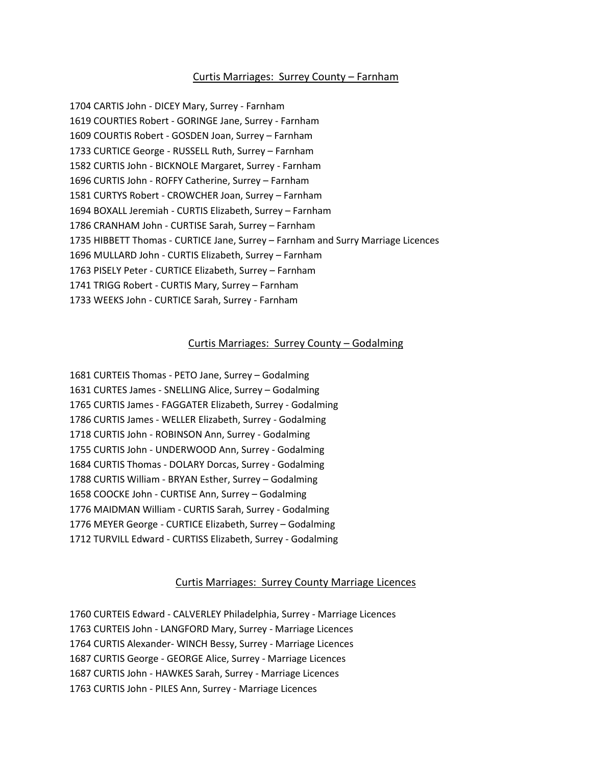## Curtis Marriages: Surrey County – Farnham

1704 CARTIS John - DICEY Mary, Surrey - Farnham
1619 COURTIES Robert - GORINGE Jane, Surrey - Farnham
1609 COURTIS Robert - GOSDEN Joan, Surrey – Farnham
1733 CURTICE George - RUSSELL Ruth, Surrey – Farnham
1582 CURTIS John - BICKNOLE Margaret, Surrey - Farnham
1696 CURTIS John - ROFFY Catherine, Surrey – Farnham
1581 CURTYS Robert - CROWCHER Joan, Surrey – Farnham
1694 BOXALL Jeremiah - CURTIS Elizabeth, Surrey – Farnham
1786 CRANHAM John - CURTISE Sarah, Surrey – Farnham
1735 HIBBETT Thomas - CURTICE Jane, Surrey – Farnham and Surry Marriage Licences
1696 MULLARD John - CURTIS Elizabeth, Surrey – Farnham
1763 PISELY Peter - CURTICE Elizabeth, Surrey – Farnham
1741 TRIGG Robert - CURTIS Mary, Surrey – Farnham
1733 WEEKS John - CURTICE Sarah, Surrey - Farnham

## Curtis Marriages: Surrey County – Godalming

1681 CURTEIS Thomas - PETO Jane, Surrey – Godalming
1631 CURTES James - SNELLING Alice, Surrey – Godalming
1765 CURTIS James - FAGGATER Elizabeth, Surrey - Godalming
1786 CURTIS James - WELLER Elizabeth, Surrey - Godalming
1718 CURTIS John - ROBINSON Ann, Surrey - Godalming
1755 CURTIS John - UNDERWOOD Ann, Surrey - Godalming
1684 CURTIS Thomas - DOLARY Dorcas, Surrey - Godalming
1788 CURTIS William - BRYAN Esther, Surrey – Godalming
1658 COOCKE John - CURTISE Ann, Surrey – Godalming
1776 MAIDMAN William - CURTIS Sarah, Surrey - Godalming
1776 MEYER George - CURTICE Elizabeth, Surrey – Godalming
1712 TURVILL Edward - CURTISS Elizabeth, Surrey - Godalming

## Curtis Marriages: Surrey County Marriage Licences

1760 CURTEIS Edward - CALVERLEY Philadelphia, Surrey - Marriage Licences
1763 CURTEIS John - LANGFORD Mary, Surrey - Marriage Licences
1764 CURTIS Alexander- WINCH Bessy, Surrey - Marriage Licences
1687 CURTIS George - GEORGE Alice, Surrey - Marriage Licences
1687 CURTIS John - HAWKES Sarah, Surrey - Marriage Licences
1763 CURTIS John - PILES Ann, Surrey - Marriage Licences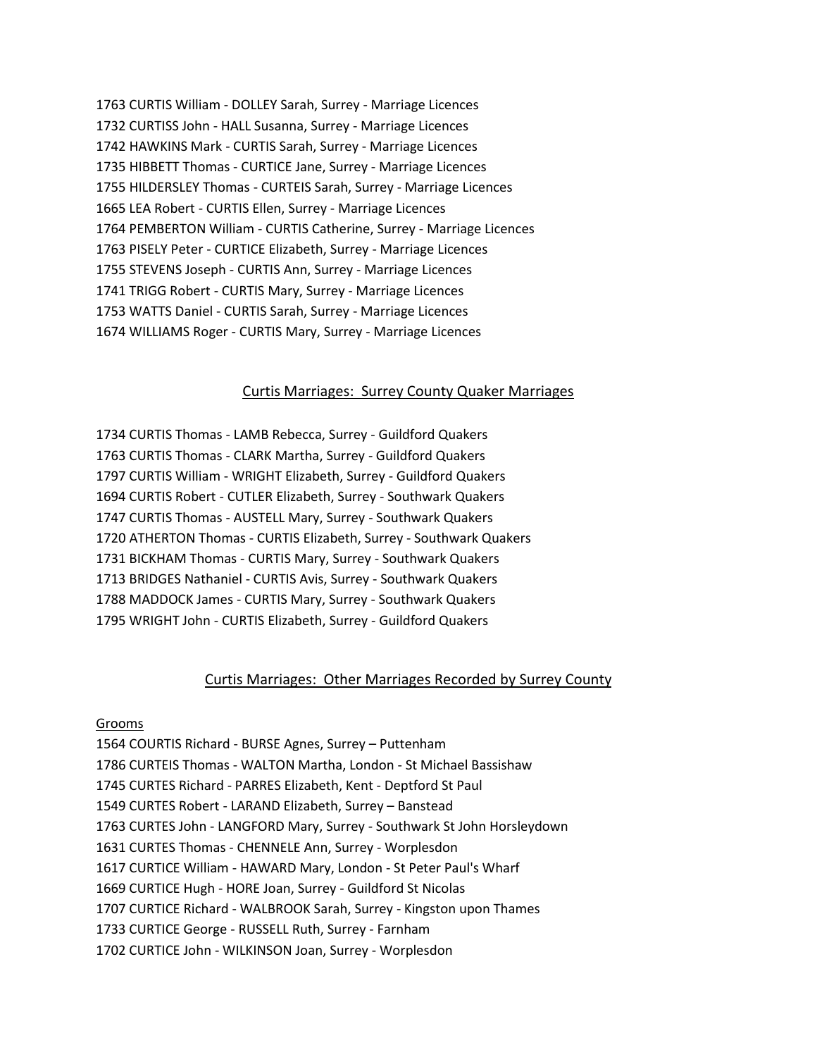1763 CURTIS William - DOLLEY Sarah, Surrey - Marriage Licences
1732 CURTISS John - HALL Susanna, Surrey - Marriage Licences
1742 HAWKINS Mark - CURTIS Sarah, Surrey - Marriage Licences
1735 HIBBETT Thomas - CURTICE Jane, Surrey - Marriage Licences
1755 HILDERSLEY Thomas - CURTEIS Sarah, Surrey - Marriage Licences
1665 LEA Robert - CURTIS Ellen, Surrey - Marriage Licences
1764 PEMBERTON William - CURTIS Catherine, Surrey - Marriage Licences
1763 PISELY Peter - CURTICE Elizabeth, Surrey - Marriage Licences
1755 STEVENS Joseph - CURTIS Ann, Surrey - Marriage Licences
1741 TRIGG Robert - CURTIS Mary, Surrey - Marriage Licences
1753 WATTS Daniel - CURTIS Sarah, Surrey - Marriage Licences
1674 WILLIAMS Roger - CURTIS Mary, Surrey - Marriage Licences

## Curtis Marriages: Surrey County Quaker Marriages

1734 CURTIS Thomas - LAMB Rebecca, Surrey - Guildford Quakers
1763 CURTIS Thomas - CLARK Martha, Surrey - Guildford Quakers
1797 CURTIS William - WRIGHT Elizabeth, Surrey - Guildford Quakers
1694 CURTIS Robert - CUTLER Elizabeth, Surrey - Southwark Quakers
1747 CURTIS Thomas - AUSTELL Mary, Surrey - Southwark Quakers
1720 ATHERTON Thomas - CURTIS Elizabeth, Surrey - Southwark Quakers
1731 BICKHAM Thomas - CURTIS Mary, Surrey - Southwark Quakers
1713 BRIDGES Nathaniel - CURTIS Avis, Surrey - Southwark Quakers
1788 MADDOCK James - CURTIS Mary, Surrey - Southwark Quakers
1795 WRIGHT John - CURTIS Elizabeth, Surrey - Guildford Quakers

## Curtis Marriages: Other Marriages Recorded by Surrey County

Grooms

1564 COURTIS Richard - BURSE Agnes, Surrey – Puttenham
1786 CURTEIS Thomas - WALTON Martha, London - St Michael Bassishaw
1745 CURTES Richard - PARRES Elizabeth, Kent - Deptford St Paul
1549 CURTES Robert - LARAND Elizabeth, Surrey – Banstead
1763 CURTES John - LANGFORD Mary, Surrey - Southwark St John Horsleydown
1631 CURTES Thomas - CHENNELE Ann, Surrey - Worplesdon
1617 CURTICE William - HAWARD Mary, London - St Peter Paul's Wharf
1669 CURTICE Hugh - HORE Joan, Surrey - Guildford St Nicolas
1707 CURTICE Richard - WALBROOK Sarah, Surrey - Kingston upon Thames
1733 CURTICE George - RUSSELL Ruth, Surrey - Farnham
1702 CURTICE John - WILKINSON Joan, Surrey - Worplesdon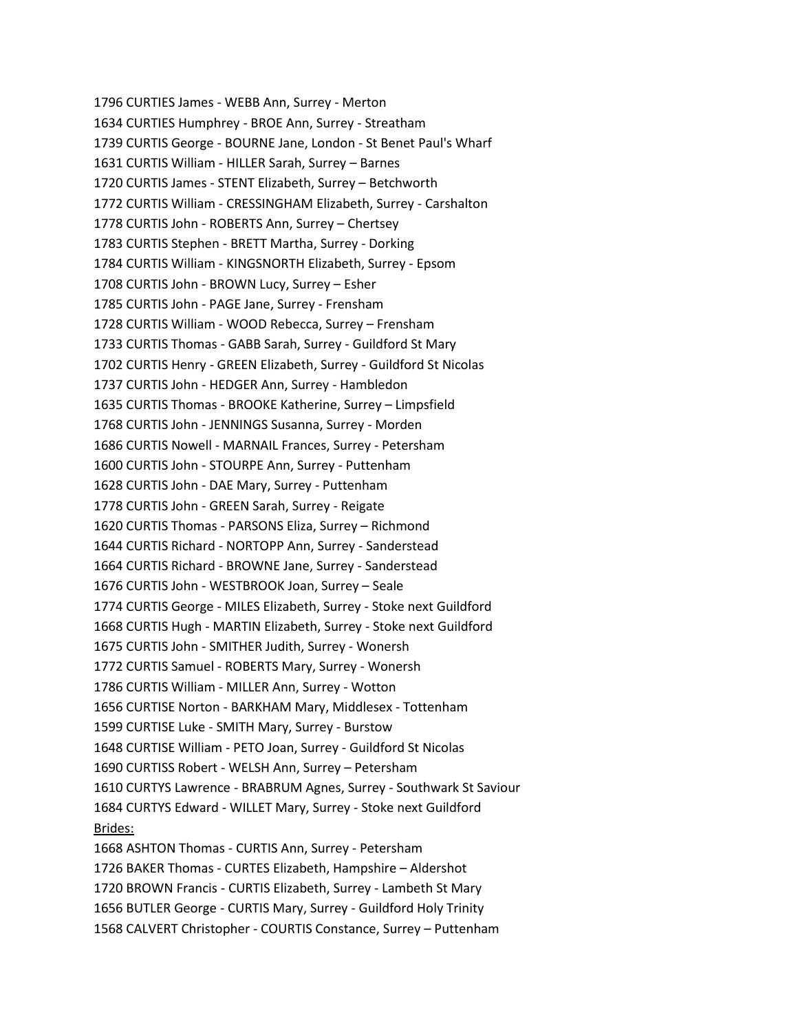1796 CURTIES James - WEBB Ann, Surrey - Merton
1634 CURTIES Humphrey - BROE Ann, Surrey - Streatham
1739 CURTIS George - BOURNE Jane, London - St Benet Paul's Wharf
1631 CURTIS William - HILLER Sarah, Surrey – Barnes
1720 CURTIS James - STENT Elizabeth, Surrey – Betchworth
1772 CURTIS William - CRESSINGHAM Elizabeth, Surrey - Carshalton
1778 CURTIS John - ROBERTS Ann, Surrey – Chertsey
1783 CURTIS Stephen - BRETT Martha, Surrey - Dorking
1784 CURTIS William - KINGSNORTH Elizabeth, Surrey - Epsom
1708 CURTIS John - BROWN Lucy, Surrey – Esher
1785 CURTIS John - PAGE Jane, Surrey - Frensham
1728 CURTIS William - WOOD Rebecca, Surrey – Frensham
1733 CURTIS Thomas - GABB Sarah, Surrey - Guildford St Mary
1702 CURTIS Henry - GREEN Elizabeth, Surrey - Guildford St Nicolas
1737 CURTIS John - HEDGER Ann, Surrey - Hambledon
1635 CURTIS Thomas - BROOKE Katherine, Surrey – Limpsfield
1768 CURTIS John - JENNINGS Susanna, Surrey - Morden
1686 CURTIS Nowell - MARNAIL Frances, Surrey - Petersham
1600 CURTIS John - STOURPE Ann, Surrey - Puttenham
1628 CURTIS John - DAE Mary, Surrey - Puttenham
1778 CURTIS John - GREEN Sarah, Surrey - Reigate
1620 CURTIS Thomas - PARSONS Eliza, Surrey – Richmond
1644 CURTIS Richard - NORTOPP Ann, Surrey - Sanderstead
1664 CURTIS Richard - BROWNE Jane, Surrey - Sanderstead
1676 CURTIS John - WESTBROOK Joan, Surrey – Seale
1774 CURTIS George - MILES Elizabeth, Surrey - Stoke next Guildford
1668 CURTIS Hugh - MARTIN Elizabeth, Surrey - Stoke next Guildford
1675 CURTIS John - SMITHER Judith, Surrey - Wonersh
1772 CURTIS Samuel - ROBERTS Mary, Surrey - Wonersh
1786 CURTIS William - MILLER Ann, Surrey - Wotton
1656 CURTISE Norton - BARKHAM Mary, Middlesex - Tottenham
1599 CURTISE Luke - SMITH Mary, Surrey - Burstow
1648 CURTISE William - PETO Joan, Surrey - Guildford St Nicolas
1690 CURTISS Robert - WELSH Ann, Surrey – Petersham
1610 CURTYS Lawrence - BRABRUM Agnes, Surrey - Southwark St Saviour
1684 CURTYS Edward - WILLET Mary, Surrey - Stoke next Guildford

Brides:

1668 ASHTON Thomas - CURTIS Ann, Surrey - Petersham
1726 BAKER Thomas - CURTES Elizabeth, Hampshire – Aldershot
1720 BROWN Francis - CURTIS Elizabeth, Surrey - Lambeth St Mary
1656 BUTLER George - CURTIS Mary, Surrey - Guildford Holy Trinity
1568 CALVERT Christopher - COURTIS Constance, Surrey – Puttenham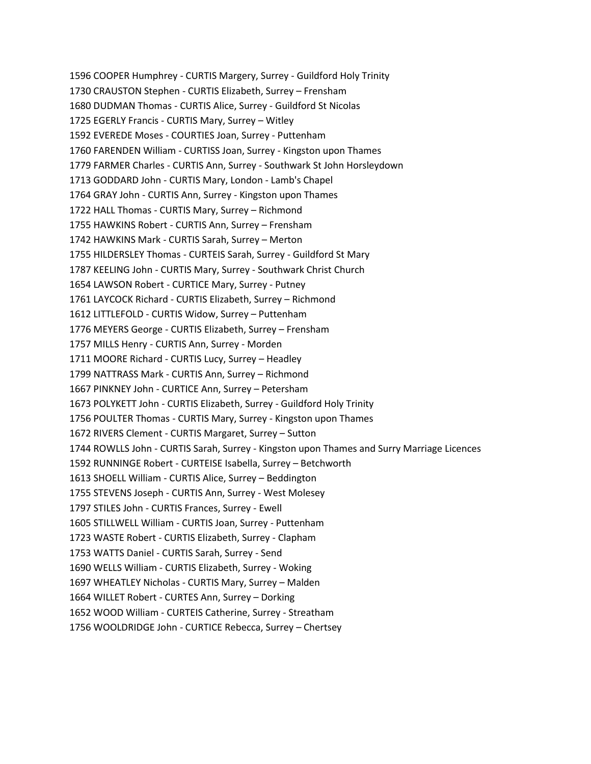1596 COOPER Humphrey - CURTIS Margery, Surrey - Guildford Holy Trinity

1730 CRAUSTON Stephen - CURTIS Elizabeth, Surrey – Frensham

1680 DUDMAN Thomas - CURTIS Alice, Surrey - Guildford St Nicolas

1725 EGERLY Francis - CURTIS Mary, Surrey – Witley

1592 EVEREDE Moses - COURTIES Joan, Surrey - Puttenham

1760 FARENDEN William - CURTISS Joan, Surrey - Kingston upon Thames

1779 FARMER Charles - CURTIS Ann, Surrey - Southwark St John Horsleydown

1713 GODDARD John - CURTIS Mary, London - Lamb's Chapel

1764 GRAY John - CURTIS Ann, Surrey - Kingston upon Thames

1722 HALL Thomas - CURTIS Mary, Surrey – Richmond

1755 HAWKINS Robert - CURTIS Ann, Surrey – Frensham

1742 HAWKINS Mark - CURTIS Sarah, Surrey – Merton

1755 HILDERSLEY Thomas - CURTEIS Sarah, Surrey - Guildford St Mary

1787 KEELING John - CURTIS Mary, Surrey - Southwark Christ Church

1654 LAWSON Robert - CURTICE Mary, Surrey - Putney

1761 LAYCOCK Richard - CURTIS Elizabeth, Surrey – Richmond

1612 LITTLEFOLD - CURTIS Widow, Surrey – Puttenham

1776 MEYERS George - CURTIS Elizabeth, Surrey – Frensham

1757 MILLS Henry - CURTIS Ann, Surrey - Morden

1711 MOORE Richard - CURTIS Lucy, Surrey – Headley

1799 NATTRASS Mark - CURTIS Ann, Surrey – Richmond

1667 PINKNEY John - CURTICE Ann, Surrey – Petersham

1673 POLYKETT John - CURTIS Elizabeth, Surrey - Guildford Holy Trinity

1756 POULTER Thomas - CURTIS Mary, Surrey - Kingston upon Thames

1672 RIVERS Clement - CURTIS Margaret, Surrey – Sutton

1744 ROWLLS John - CURTIS Sarah, Surrey - Kingston upon Thames and Surry Marriage Licences

1592 RUNNINGE Robert - CURTEISE Isabella, Surrey – Betchworth

1613 SHOELL William - CURTIS Alice, Surrey – Beddington

1755 STEVENS Joseph - CURTIS Ann, Surrey - West Molesey

1797 STILES John - CURTIS Frances, Surrey - Ewell

1605 STILLWELL William - CURTIS Joan, Surrey - Puttenham

1723 WASTE Robert - CURTIS Elizabeth, Surrey - Clapham

1753 WATTS Daniel - CURTIS Sarah, Surrey - Send

1690 WELLS William - CURTIS Elizabeth, Surrey - Woking

1697 WHEATLEY Nicholas - CURTIS Mary, Surrey – Malden

1664 WILLET Robert - CURTES Ann, Surrey – Dorking

1652 WOOD William - CURTEIS Catherine, Surrey - Streatham

1756 WOOLDRIDGE John - CURTICE Rebecca, Surrey – Chertsey